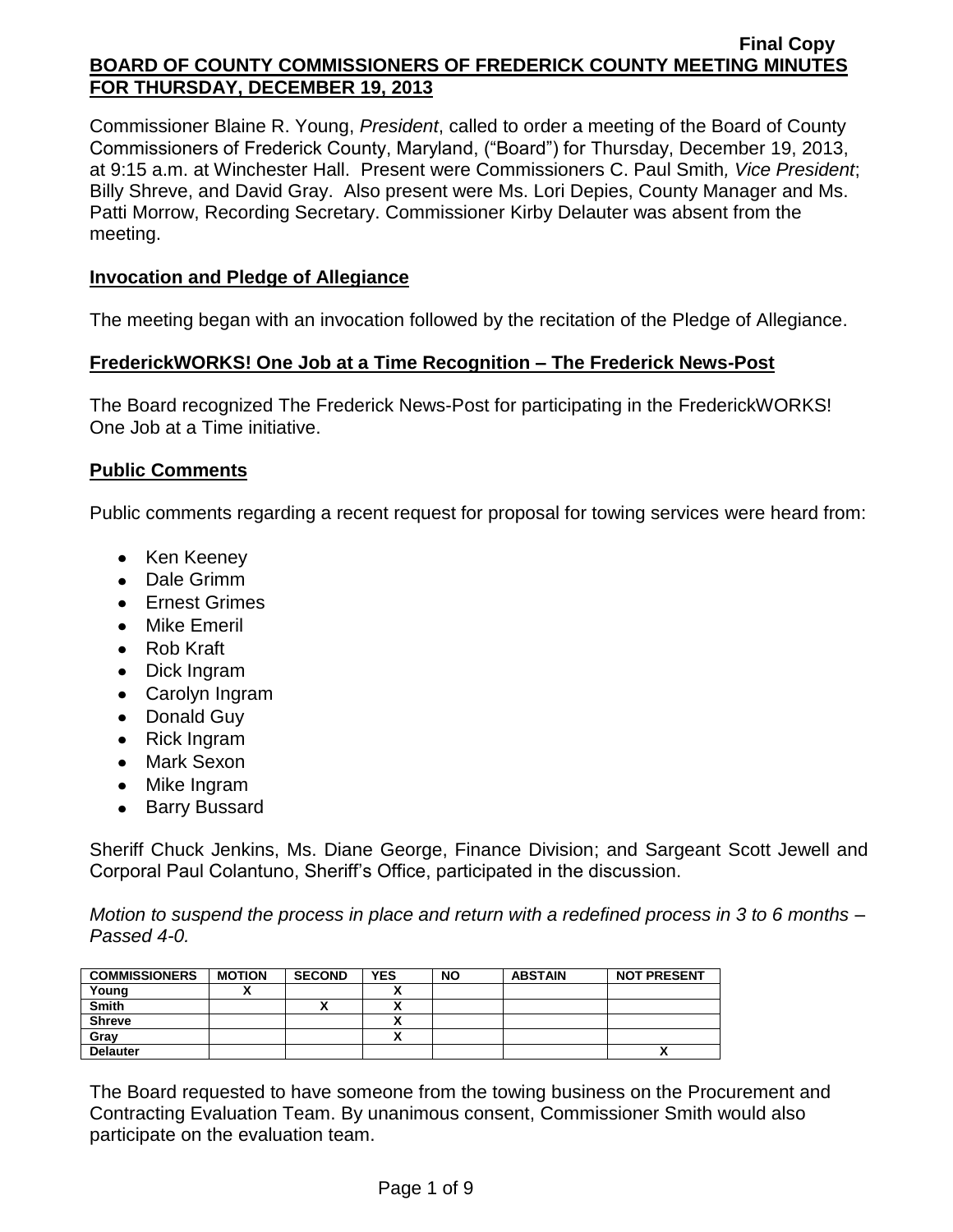Final Copy

# BOARD OF COUNTY COMMISSIONERS OF FREDERICK COUNTY MEETING MINUTES FOR THURSDAY, DECEMBER 19, 2013

Commissioner Blaine R. Young, *President*, called to order a meeting of the Board of County Commissioners of Frederick County, Maryland, ("Board") for Thursday, December 19, 2013, at 9:15 a.m. at Winchester Hall. Present were Commissioners C. Paul Smith*, Vice President*; Billy Shreve, and David Gray. Also present were Ms. Lori Depies, County Manager and Ms. Patti Morrow, Recording Secretary. Commissioner Kirby Delauter was absent from the meeting.

## Invocation and Pledge of Allegiance

The meeting began with an invocation followed by the recitation of the Pledge of Allegiance.

## FrederickWORKS! One Job at a Time Recognition – The Frederick News-Post

The Board recognized The Frederick News-Post for participating in the FrederickWORKS! One Job at a Time initiative.

## Public Comments

Public comments regarding a recent request for proposal for towing services were heard from:

- Ken Keeney
- Dale Grimm
- Ernest Grimes
- Mike Emeril
- Rob Kraft
- Dick Ingram
- Carolyn Ingram
- Donald Guy
- Rick Ingram
- Mark Sexon
- Mike Ingram
- Barry Bussard

Sheriff Chuck Jenkins, Ms. Diane George, Finance Division; and Sargeant Scott Jewell and Corporal Paul Colantuno, Sheriff's Office, participated in the discussion.

*Motion to suspend the process in place and return with a redefined process in 3 to 6 months – Passed 4-0.*

| COMMISSIONERS | MOTION | SECOND | YES | NO | ABSTAIN | NOT PRESENT |
|---|---|---|---|---|---|---|
| Young | X | | X | | | |
| Smith | | X | X | | | |
| Shreve | | | X | | | |
| Gray | | | X | | | |
| Delauter | | | | | | X |

The Board requested to have someone from the towing business on the Procurement and Contracting Evaluation Team. By unanimous consent, Commissioner Smith would also participate on the evaluation team.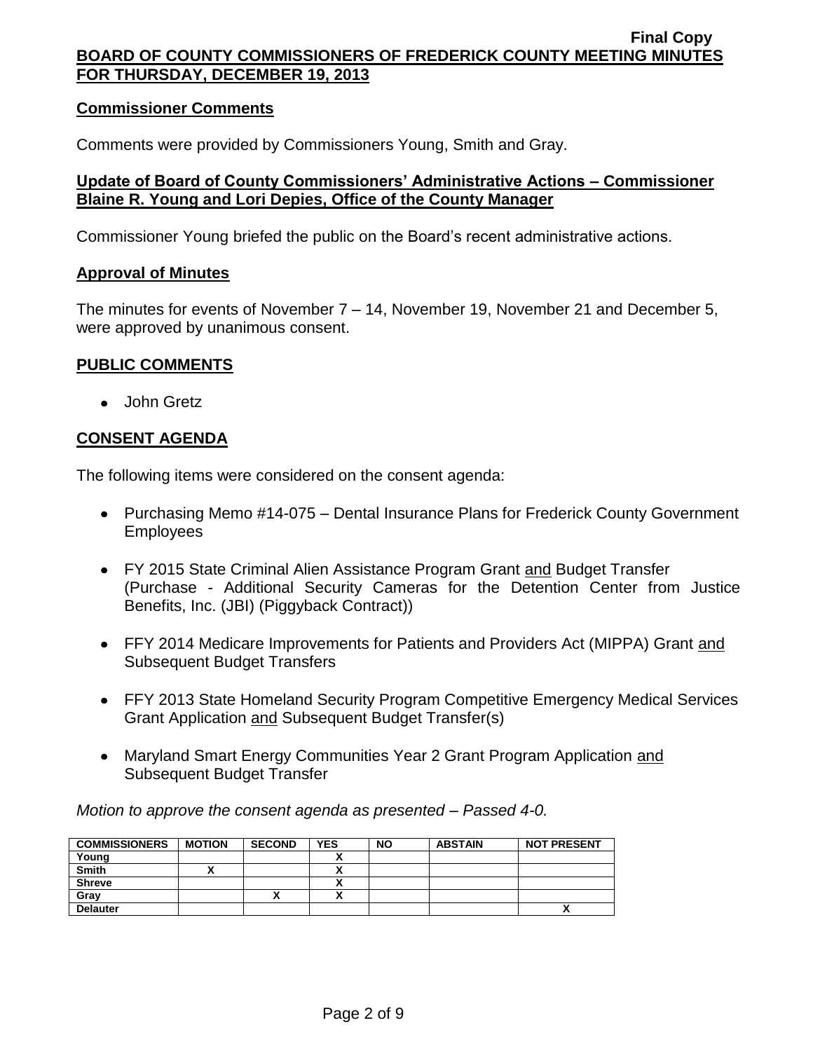## Commissioner Comments

Comments were provided by Commissioners Young, Smith and Gray.

## Update of Board of County Commissioners' Administrative Actions – Commissioner Blaine R. Young and Lori Depies, Office of the County Manager

Commissioner Young briefed the public on the Board's recent administrative actions.

## Approval of Minutes

The minutes for events of November 7 – 14, November 19, November 21 and December 5, were approved by unanimous consent.

## PUBLIC COMMENTS

- John Gretz

## CONSENT AGENDA

The following items were considered on the consent agenda:

- Purchasing Memo #14-075 – Dental Insurance Plans for Frederick County Government Employees
- FY 2015 State Criminal Alien Assistance Program Grant and Budget Transfer (Purchase - Additional Security Cameras for the Detention Center from Justice Benefits, Inc. (JBI) (Piggyback Contract))
- FFY 2014 Medicare Improvements for Patients and Providers Act (MIPPA) Grant and Subsequent Budget Transfers
- FFY 2013 State Homeland Security Program Competitive Emergency Medical Services Grant Application and Subsequent Budget Transfer(s)
- Maryland Smart Energy Communities Year 2 Grant Program Application and Subsequent Budget Transfer

*Motion to approve the consent agenda as presented – Passed 4-0.*

| COMMISSIONERS | MOTION | SECOND | YES | NO | ABSTAIN | NOT PRESENT |
|---|---|---|---|---|---|---|
| Young | | | X | | | |
| Smith | X | | X | | | |
| Shreve | | | X | | | |
| Gray | | X | X | | | |
| Delauter | | | | | | X |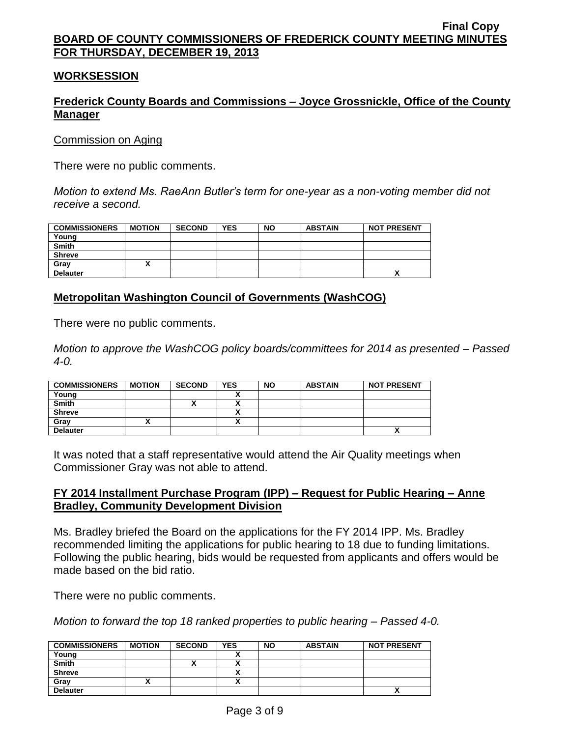**Final Copy**

**BOARD OF COUNTY COMMISSIONERS OF FREDERICK COUNTY MEETING MINUTES FOR THURSDAY, DECEMBER 19, 2013**

## WORKSESSION

### Frederick County Boards and Commissions – Joyce Grossnickle, Office of the County Manager

Commission on Aging

There were no public comments.

*Motion to extend Ms. RaeAnn Butler's term for one-year as a non-voting member did not receive a second.*

| COMMISSIONERS | MOTION | SECOND | YES | NO | ABSTAIN | NOT PRESENT |
|---|---|---|---|---|---|---|
| Young | | | | | | |
| Smith | | | | | | |
| Shreve | | | | | | |
| Gray | X | | | | | |
| Delauter | | | | | | X |

### Metropolitan Washington Council of Governments (WashCOG)

There were no public comments.

*Motion to approve the WashCOG policy boards/committees for 2014 as presented – Passed 4-0.*

| COMMISSIONERS | MOTION | SECOND | YES | NO | ABSTAIN | NOT PRESENT |
|---|---|---|---|---|---|---|
| Young | | | X | | | |
| Smith | | X | X | | | |
| Shreve | | | X | | | |
| Gray | X | | X | | | |
| Delauter | | | | | | X |

It was noted that a staff representative would attend the Air Quality meetings when Commissioner Gray was not able to attend.

### FY 2014 Installment Purchase Program (IPP) – Request for Public Hearing – Anne Bradley, Community Development Division

Ms. Bradley briefed the Board on the applications for the FY 2014 IPP. Ms. Bradley recommended limiting the applications for public hearing to 18 due to funding limitations. Following the public hearing, bids would be requested from applicants and offers would be made based on the bid ratio.

There were no public comments.

*Motion to forward the top 18 ranked properties to public hearing – Passed 4-0.*

| COMMISSIONERS | MOTION | SECOND | YES | NO | ABSTAIN | NOT PRESENT |
|---|---|---|---|---|---|---|
| Young | | | X | | | |
| Smith | | X | X | | | |
| Shreve | | | X | | | |
| Gray | X | | X | | | |
| Delauter | | | | | | X |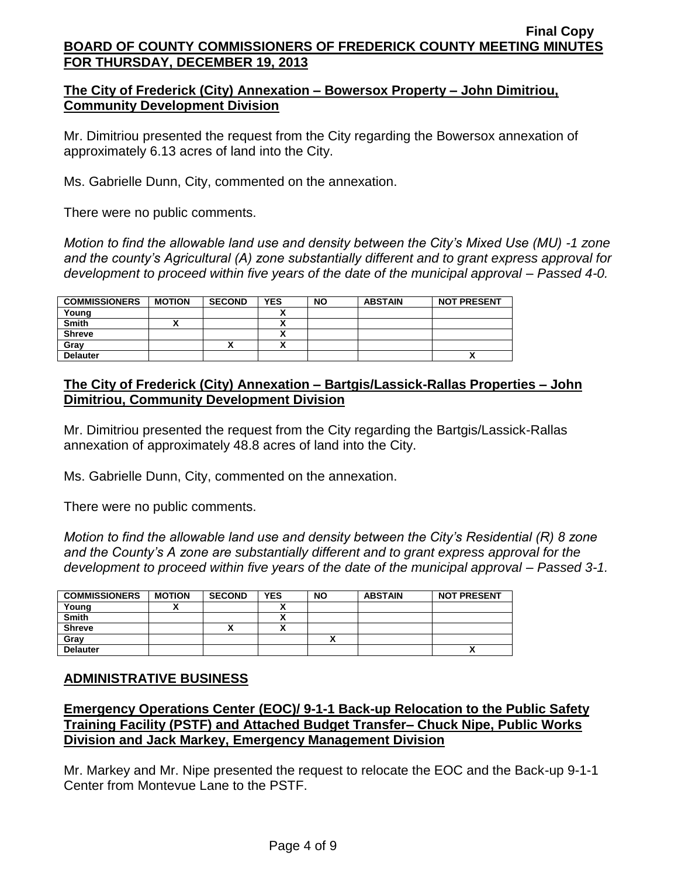## The City of Frederick (City) Annexation – Bowersox Property – John Dimitriou, Community Development Division

Mr. Dimitriou presented the request from the City regarding the Bowersox annexation of approximately 6.13 acres of land into the City.

Ms. Gabrielle Dunn, City, commented on the annexation.

There were no public comments.

*Motion to find the allowable land use and density between the City's Mixed Use (MU) -1 zone and the county's Agricultural (A) zone substantially different and to grant express approval for development to proceed within five years of the date of the municipal approval – Passed 4-0.*

| COMMISSIONERS | MOTION | SECOND | YES | NO | ABSTAIN | NOT PRESENT |
|---|---|---|---|---|---|---|
| Young | | | X | | | |
| Smith | X | | X | | | |
| Shreve | | | X | | | |
| Gray | | X | X | | | |
| Delauter | | | | | | X |

## The City of Frederick (City) Annexation – Bartgis/Lassick-Rallas Properties – John Dimitriou, Community Development Division

Mr. Dimitriou presented the request from the City regarding the Bartgis/Lassick-Rallas annexation of approximately 48.8 acres of land into the City.

Ms. Gabrielle Dunn, City, commented on the annexation.

There were no public comments.

*Motion to find the allowable land use and density between the City's Residential (R) 8 zone and the County's A zone are substantially different and to grant express approval for the development to proceed within five years of the date of the municipal approval – Passed 3-1.*

| COMMISSIONERS | MOTION | SECOND | YES | NO | ABSTAIN | NOT PRESENT |
|---|---|---|---|---|---|---|
| Young | X | | X | | | |
| Smith | | | X | | | |
| Shreve | | X | X | | | |
| Gray | | | | X | | |
| Delauter | | | | | | X |

## ADMINISTRATIVE BUSINESS

## Emergency Operations Center (EOC)/ 9-1-1 Back-up Relocation to the Public Safety Training Facility (PSTF) and Attached Budget Transfer– Chuck Nipe, Public Works Division and Jack Markey, Emergency Management Division

Mr. Markey and Mr. Nipe presented the request to relocate the EOC and the Back-up 9-1-1 Center from Montevue Lane to the PSTF.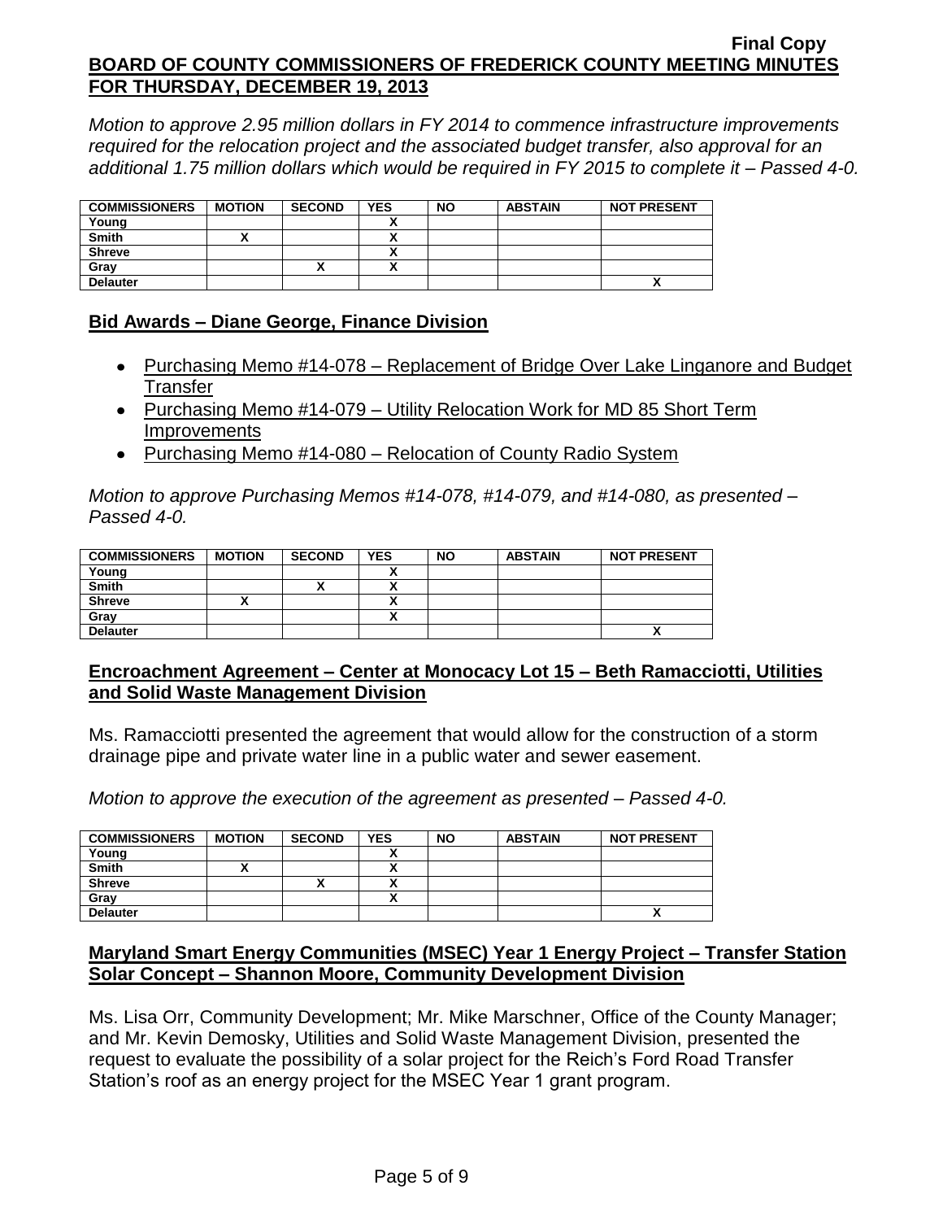*Motion to approve 2.95 million dollars in FY 2014 to commence infrastructure improvements required for the relocation project and the associated budget transfer, also approval for an additional 1.75 million dollars which would be required in FY 2015 to complete it – Passed 4-0.*

| COMMISSIONERS | MOTION | SECOND | YES | NO | ABSTAIN | NOT PRESENT |
|---|---|---|---|---|---|---|
| Young | | | X | | | |
| Smith | X | | X | | | |
| Shreve | | | X | | | |
| Gray | | X | X | | | |
| Delauter | | | | | | X |

## Bid Awards – Diane George, Finance Division

- Purchasing Memo #14-078 – Replacement of Bridge Over Lake Linganore and Budget Transfer
- Purchasing Memo #14-079 – Utility Relocation Work for MD 85 Short Term Improvements
- Purchasing Memo #14-080 – Relocation of County Radio System

*Motion to approve Purchasing Memos #14-078, #14-079, and #14-080, as presented – Passed 4-0.*

| COMMISSIONERS | MOTION | SECOND | YES | NO | ABSTAIN | NOT PRESENT |
|---|---|---|---|---|---|---|
| Young | | | X | | | |
| Smith | | X | X | | | |
| Shreve | X | | X | | | |
| Gray | | | X | | | |
| Delauter | | | | | | X |

## Encroachment Agreement – Center at Monocacy Lot 15 – Beth Ramacciotti, Utilities and Solid Waste Management Division

Ms. Ramacciotti presented the agreement that would allow for the construction of a storm drainage pipe and private water line in a public water and sewer easement.

*Motion to approve the execution of the agreement as presented – Passed 4-0.*

| COMMISSIONERS | MOTION | SECOND | YES | NO | ABSTAIN | NOT PRESENT |
|---|---|---|---|---|---|---|
| Young | | | X | | | |
| Smith | X | | X | | | |
| Shreve | | X | X | | | |
| Gray | | | X | | | |
| Delauter | | | | | | X |

## Maryland Smart Energy Communities (MSEC) Year 1 Energy Project – Transfer Station Solar Concept – Shannon Moore, Community Development Division

Ms. Lisa Orr, Community Development; Mr. Mike Marschner, Office of the County Manager; and Mr. Kevin Demosky, Utilities and Solid Waste Management Division, presented the request to evaluate the possibility of a solar project for the Reich's Ford Road Transfer Station's roof as an energy project for the MSEC Year 1 grant program.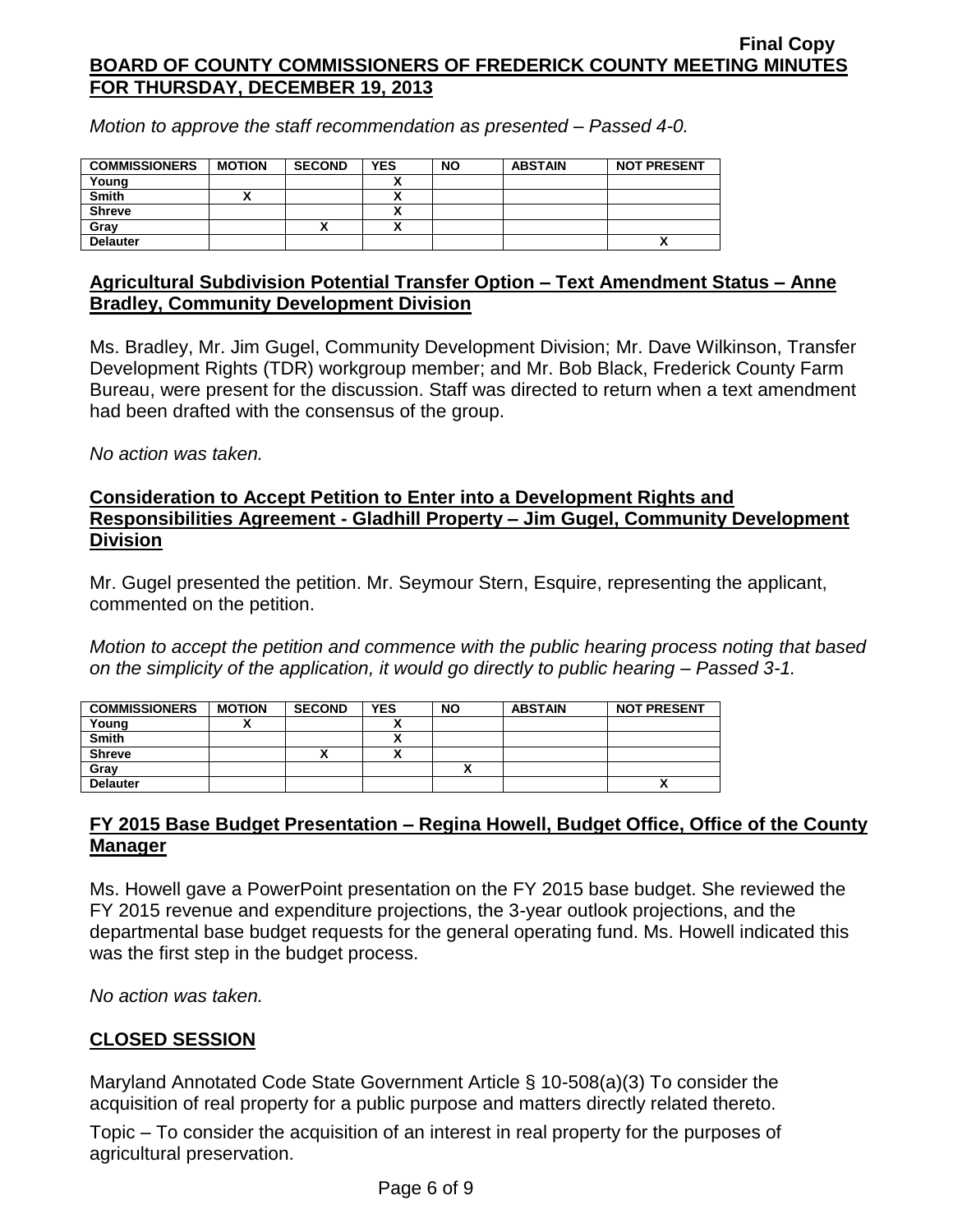*Motion to approve the staff recommendation as presented – Passed 4-0.*

| COMMISSIONERS | MOTION | SECOND | YES | NO | ABSTAIN | NOT PRESENT |
|---|---|---|---|---|---|---|
| Young | | | X | | | |
| Smith | X | | X | | | |
| Shreve | | | X | | | |
| Gray | | X | X | | | |
| Delauter | | | | | | X |

**Agricultural Subdivision Potential Transfer Option – Text Amendment Status – Anne Bradley, Community Development Division**

Ms. Bradley, Mr. Jim Gugel, Community Development Division; Mr. Dave Wilkinson, Transfer Development Rights (TDR) workgroup member; and Mr. Bob Black, Frederick County Farm Bureau, were present for the discussion. Staff was directed to return when a text amendment had been drafted with the consensus of the group.

*No action was taken.*

**Consideration to Accept Petition to Enter into a Development Rights and Responsibilities Agreement - Gladhill Property – Jim Gugel, Community Development Division**

Mr. Gugel presented the petition. Mr. Seymour Stern, Esquire, representing the applicant, commented on the petition.

*Motion to accept the petition and commence with the public hearing process noting that based on the simplicity of the application, it would go directly to public hearing – Passed 3-1.*

| COMMISSIONERS | MOTION | SECOND | YES | NO | ABSTAIN | NOT PRESENT |
|---|---|---|---|---|---|---|
| Young | X | | X | | | |
| Smith | | | X | | | |
| Shreve | | X | X | | | |
| Gray | | | | X | | |
| Delauter | | | | | | X |

**FY 2015 Base Budget Presentation – Regina Howell, Budget Office, Office of the County Manager**

Ms. Howell gave a PowerPoint presentation on the FY 2015 base budget. She reviewed the FY 2015 revenue and expenditure projections, the 3-year outlook projections, and the departmental base budget requests for the general operating fund. Ms. Howell indicated this was the first step in the budget process.

*No action was taken.*

**CLOSED SESSION**

Maryland Annotated Code State Government Article § 10-508(a)(3) To consider the acquisition of real property for a public purpose and matters directly related thereto.

Topic – To consider the acquisition of an interest in real property for the purposes of agricultural preservation.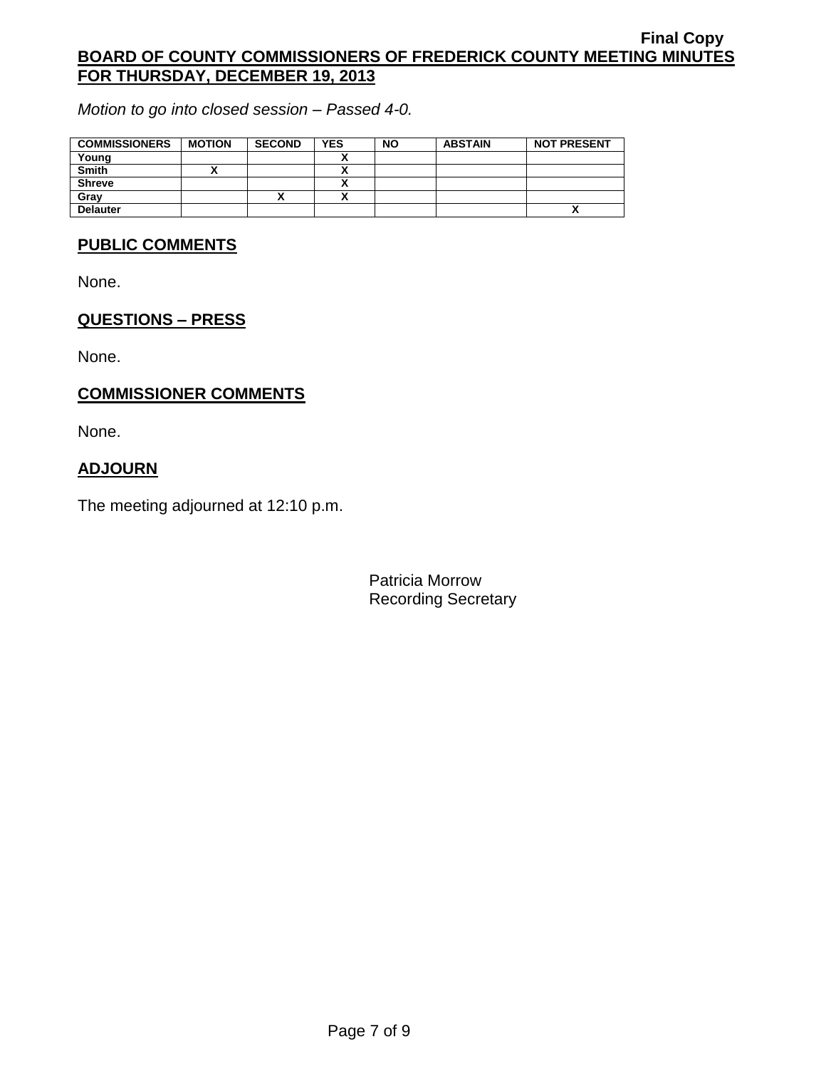*Motion to go into closed session – Passed 4-0.*

| COMMISSIONERS | MOTION | SECOND | YES | NO | ABSTAIN | NOT PRESENT |
|---|---|---|---|---|---|---|
| Young | | | X | | | |
| Smith | X | | X | | | |
| Shreve | | | X | | | |
| Gray | | X | X | | | |
| Delauter | | | | | | X |

## PUBLIC COMMENTS

None.

## QUESTIONS – PRESS

None.

## COMMISSIONER COMMENTS

None.

## ADJOURN

The meeting adjourned at 12:10 p.m.

Patricia Morrow
Recording Secretary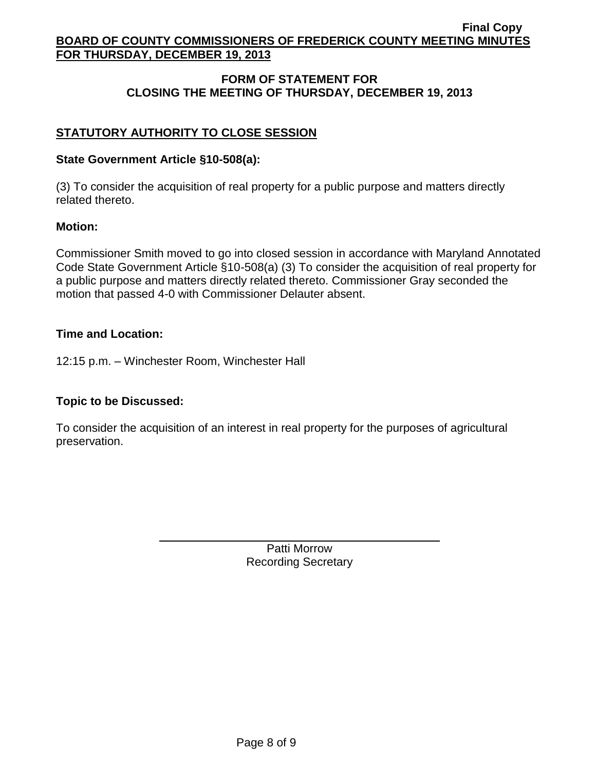## FORM OF STATEMENT FOR CLOSING THE MEETING OF THURSDAY, DECEMBER 19, 2013

### STATUTORY AUTHORITY TO CLOSE SESSION

**State Government Article §10-508(a):**

(3) To consider the acquisition of real property for a public purpose and matters directly related thereto.

**Motion:**

Commissioner Smith moved to go into closed session in accordance with Maryland Annotated Code State Government Article §10-508(a) (3) To consider the acquisition of real property for a public purpose and matters directly related thereto. Commissioner Gray seconded the motion that passed 4-0 with Commissioner Delauter absent.

**Time and Location:**

12:15 p.m. – Winchester Room, Winchester Hall

**Topic to be Discussed:**

To consider the acquisition of an interest in real property for the purposes of agricultural preservation.

Patti Morrow
Recording Secretary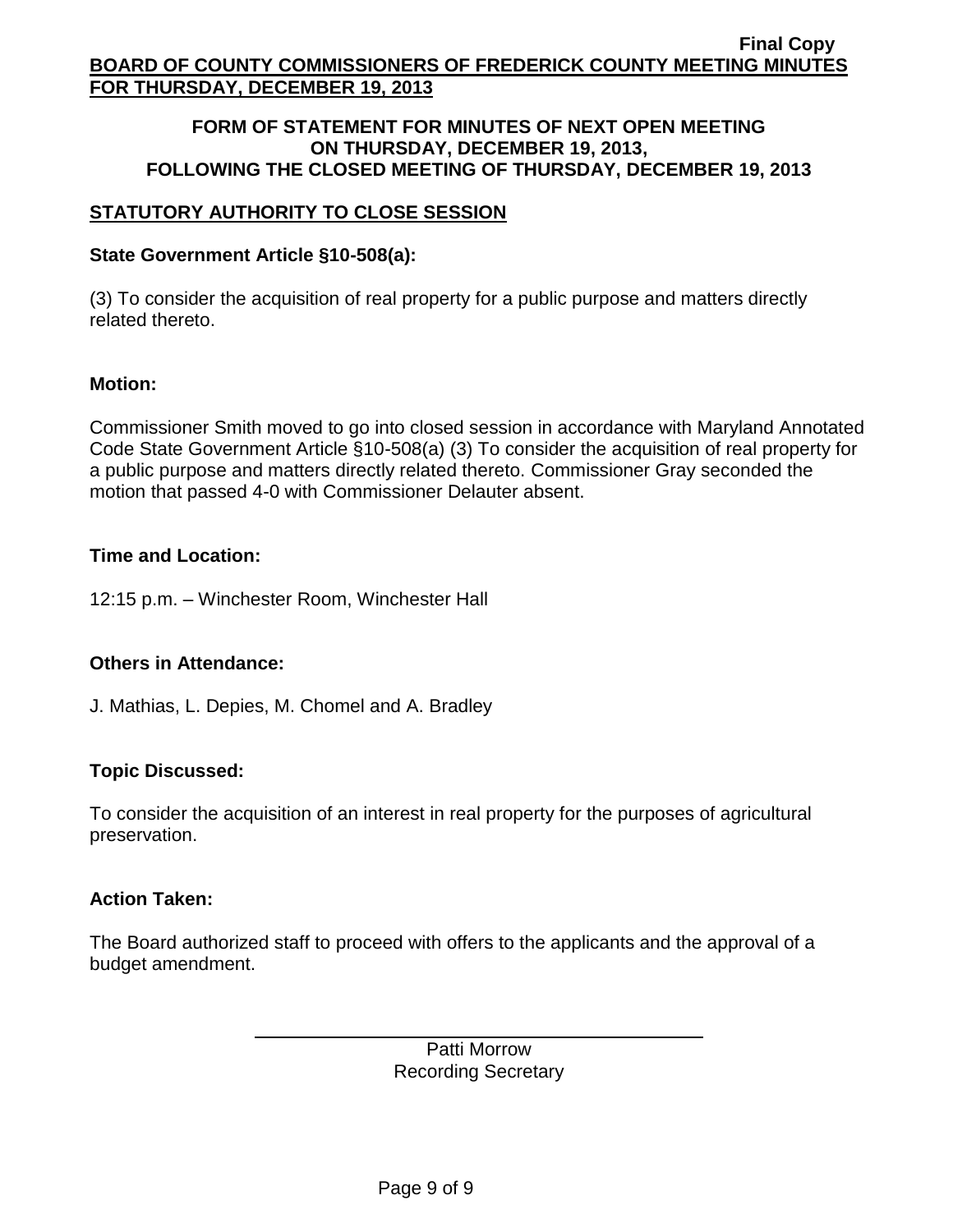**FORM OF STATEMENT FOR MINUTES OF NEXT OPEN MEETING ON THURSDAY, DECEMBER 19, 2013, FOLLOWING THE CLOSED MEETING OF THURSDAY, DECEMBER 19, 2013**

## STATUTORY AUTHORITY TO CLOSE SESSION

**State Government Article §10-508(a):**

(3) To consider the acquisition of real property for a public purpose and matters directly related thereto.

**Motion:**

Commissioner Smith moved to go into closed session in accordance with Maryland Annotated Code State Government Article §10-508(a) (3) To consider the acquisition of real property for a public purpose and matters directly related thereto. Commissioner Gray seconded the motion that passed 4-0 with Commissioner Delauter absent.

**Time and Location:**

12:15 p.m. – Winchester Room, Winchester Hall

**Others in Attendance:**

J. Mathias, L. Depies, M. Chomel and A. Bradley

**Topic Discussed:**

To consider the acquisition of an interest in real property for the purposes of agricultural preservation.

**Action Taken:**

The Board authorized staff to proceed with offers to the applicants and the approval of a budget amendment.

Patti Morrow
Recording Secretary